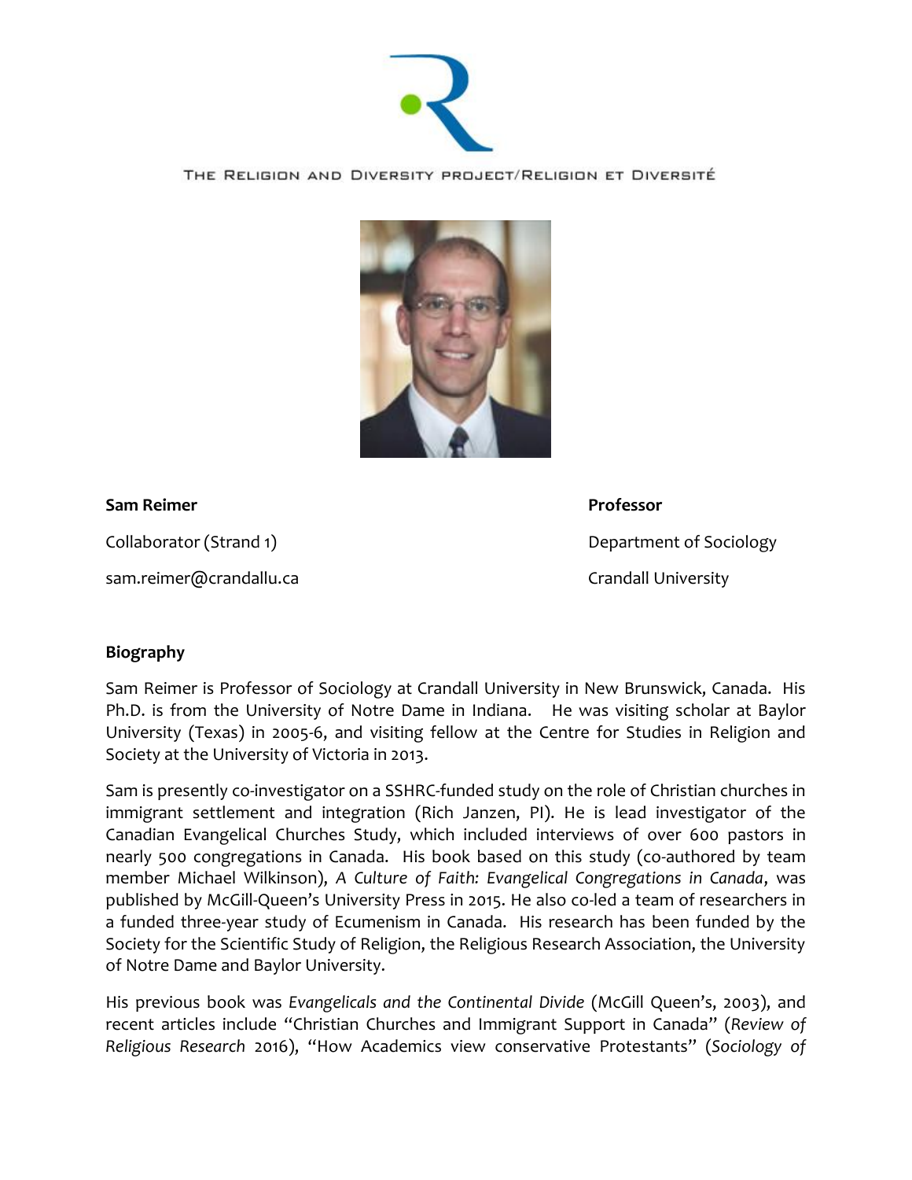THE RELIGION AND DIVERSITY PROJECT/RELIGION ET DIVERSITÉ

**Sam Reimer**

Collaborator (Strand 1)

sam.reimer@crandallu.ca

**Professor**

Department of Sociology

Crandall University

**Biography**

Sam Reimer is Professor of Sociology at Crandall University in New Brunswick, Canada. His Ph.D. is from the University of Notre Dame in Indiana. He was visiting scholar at Baylor University (Texas) in 2005-6, and visiting fellow at the Centre for Studies in Religion and Society at the University of Victoria in 2013.

Sam is presently co-investigator on a SSHRC-funded study on the role of Christian churches in immigrant settlement and integration (Rich Janzen, PI). He is lead investigator of the Canadian Evangelical Churches Study, which included interviews of over 600 pastors in nearly 500 congregations in Canada. His book based on this study (co-authored by team member Michael Wilkinson), *A Culture of Faith: Evangelical Congregations in Canada*, was published by McGill-Queen's University Press in 2015. He also co-led a team of researchers in a funded three-year study of Ecumenism in Canada. His research has been funded by the Society for the Scientific Study of Religion, the Religious Research Association, the University of Notre Dame and Baylor University.

His previous book was *Evangelicals and the Continental Divide* (McGill Queen's, 2003), and recent articles include "Christian Churches and Immigrant Support in Canada" (*Review of Religious Research* 2016), "How Academics view conservative Protestants" (*Sociology of*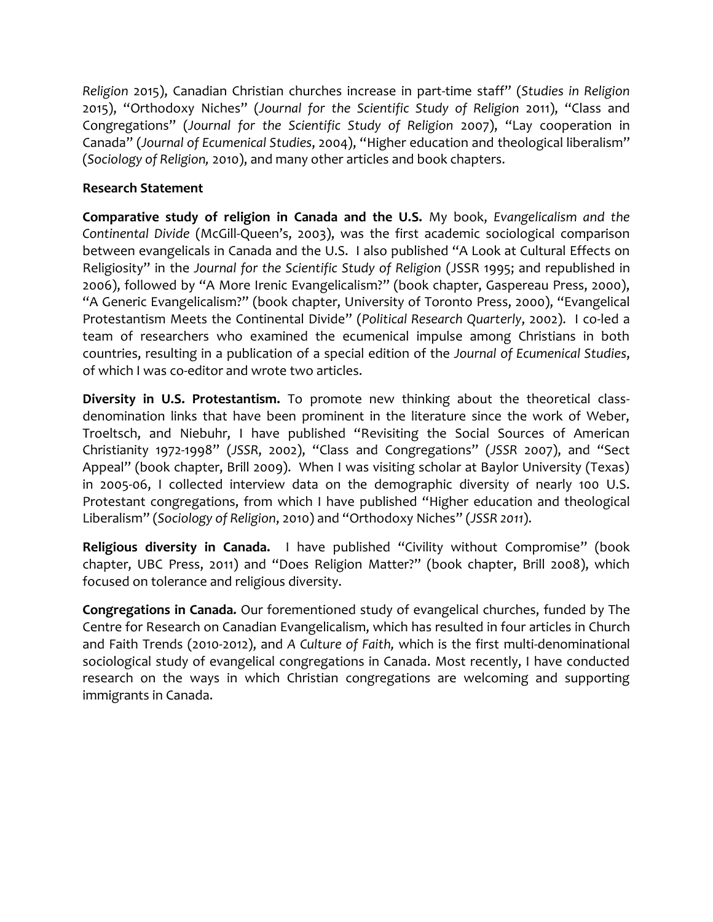*Religion* 2015), Canadian Christian churches increase in part-time staff" (*Studies in Religion* 2015), "Orthodoxy Niches" (*Journal for the Scientific Study of Religion* 2011), "Class and Congregations" (*Journal for the Scientific Study of Religion* 2007), "Lay cooperation in Canada" (*Journal of Ecumenical Studies*, 2004), "Higher education and theological liberalism" (*Sociology of Religion,* 2010), and many other articles and book chapters.

**Research Statement**

**Comparative study of religion in Canada and the U.S.** My book, *Evangelicalism and the Continental Divide* (McGill-Queen's, 2003), was the first academic sociological comparison between evangelicals in Canada and the U.S. I also published "A Look at Cultural Effects on Religiosity" in the *Journal for the Scientific Study of Religion* (JSSR 1995; and republished in 2006), followed by "A More Irenic Evangelicalism?" (book chapter, Gaspereau Press, 2000), "A Generic Evangelicalism?" (book chapter, University of Toronto Press, 2000), "Evangelical Protestantism Meets the Continental Divide" (*Political Research Quarterly*, 2002). I co-led a team of researchers who examined the ecumenical impulse among Christians in both countries, resulting in a publication of a special edition of the *Journal of Ecumenical Studies*, of which I was co-editor and wrote two articles.

**Diversity in U.S. Protestantism.** To promote new thinking about the theoretical class-denomination links that have been prominent in the literature since the work of Weber, Troeltsch, and Niebuhr, I have published "Revisiting the Social Sources of American Christianity 1972-1998" (*JSSR*, 2002), "Class and Congregations" (*JSSR* 2007), and "Sect Appeal" (book chapter, Brill 2009). When I was visiting scholar at Baylor University (Texas) in 2005-06, I collected interview data on the demographic diversity of nearly 100 U.S. Protestant congregations, from which I have published "Higher education and theological Liberalism" (*Sociology of Religion*, 2010) and "Orthodoxy Niches" (*JSSR 2011*).

**Religious diversity in Canada.** I have published "Civility without Compromise" (book chapter, UBC Press, 2011) and "Does Religion Matter?" (book chapter, Brill 2008), which focused on tolerance and religious diversity.

**Congregations in Canada.** Our forementioned study of evangelical churches, funded by The Centre for Research on Canadian Evangelicalism, which has resulted in four articles in Church and Faith Trends (2010-2012), and *A Culture of Faith,* which is the first multi-denominational sociological study of evangelical congregations in Canada. Most recently, I have conducted research on the ways in which Christian congregations are welcoming and supporting immigrants in Canada.